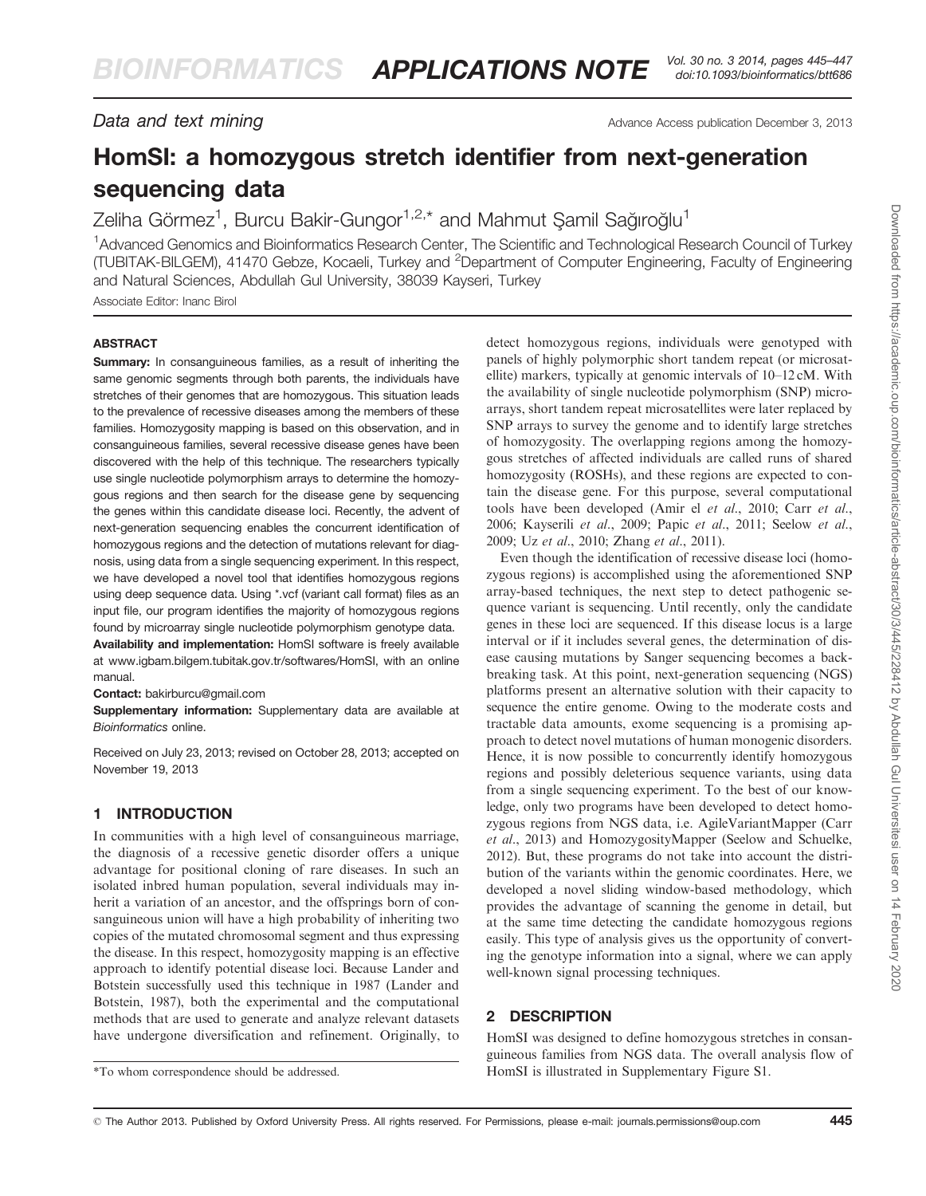Data and text mining

# HomSI: a homozygous stretch identifier from next-generation sequencing data

Zeliha Görmez[1], Burcu Bakir-Gungor[1,2,*] and Mahmut Şamil Sağıroğlu[1]

[1]Advanced Genomics and Bioinformatics Research Center, The Scientific and Technological Research Council of Turkey (TUBITAK-BILGEM), 41470 Gebze, Kocaeli, Turkey and [2]Department of Computer Engineering, Faculty of Engineering and Natural Sciences, Abdullah Gul University, 38039 Kayseri, Turkey

Associate Editor: Inanc Birol

## ABSTRACT

**Summary:** In consanguineous families, as a result of inheriting the same genomic segments through both parents, the individuals have stretches of their genomes that are homozygous. This situation leads to the prevalence of recessive diseases among the members of these families. Homozygosity mapping is based on this observation, and in consanguineous families, several recessive disease genes have been discovered with the help of this technique. The researchers typically use single nucleotide polymorphism arrays to determine the homozygous regions and then search for the disease gene by sequencing the genes within this candidate disease loci. Recently, the advent of next-generation sequencing enables the concurrent identification of homozygous regions and the detection of mutations relevant for diagnosis, using data from a single sequencing experiment. In this respect, we have developed a novel tool that identifies homozygous regions using deep sequence data. Using *.vcf (variant call format) files as an input file, our program identifies the majority of homozygous regions found by microarray single nucleotide polymorphism genotype data.

**Availability and implementation:** HomSI software is freely available at www.igbam.bilgem.tubitak.gov.tr/softwares/HomSI, with an online manual.

**Contact:** bakirburcu@gmail.com

**Supplementary information:** Supplementary data are available at *Bioinformatics* online.

Received on July 23, 2013; revised on October 28, 2013; accepted on November 19, 2013

## 1 INTRODUCTION

In communities with a high level of consanguineous marriage, the diagnosis of a recessive genetic disorder offers a unique advantage for positional cloning of rare diseases. In such an isolated inbred human population, several individuals may inherit a variation of an ancestor, and the offsprings born of consanguineous union will have a high probability of inheriting two copies of the mutated chromosomal segment and thus expressing the disease. In this respect, homozygosity mapping is an effective approach to identify potential disease loci. Because Lander and Botstein successfully used this technique in 1987 (Lander and Botstein, 1987), both the experimental and the computational methods that are used to generate and analyze relevant datasets have undergone diversification and refinement. Originally, to detect homozygous regions, individuals were genotyped with panels of highly polymorphic short tandem repeat (or microsatellite) markers, typically at genomic intervals of 10–12 cM. With the availability of single nucleotide polymorphism (SNP) microarrays, short tandem repeat microsatellites were later replaced by SNP arrays to survey the genome and to identify large stretches of homozygosity. The overlapping regions among the homozygous stretches of affected individuals are called runs of shared homozygosity (ROSHs), and these regions are expected to contain the disease gene. For this purpose, several computational tools have been developed (Amir el *et al*., 2010; Carr *et al*., 2006; Kayserili *et al*., 2009; Papic *et al*., 2011; Seelow *et al*., 2009; Uz *et al*., 2010; Zhang *et al*., 2011).

Even though the identification of recessive disease loci (homozygous regions) is accomplished using the aforementioned SNP array-based techniques, the next step to detect pathogenic sequence variant is sequencing. Until recently, only the candidate genes in these loci are sequenced. If this disease locus is a large interval or if it includes several genes, the determination of disease causing mutations by Sanger sequencing becomes a backbreaking task. At this point, next-generation sequencing (NGS) platforms present an alternative solution with their capacity to sequence the entire genome. Owing to the moderate costs and tractable data amounts, exome sequencing is a promising approach to detect novel mutations of human monogenic disorders. Hence, it is now possible to concurrently identify homozygous regions and possibly deleterious sequence variants, using data from a single sequencing experiment. To the best of our knowledge, only two programs have been developed to detect homozygous regions from NGS data, i.e. AgileVariantMapper (Carr *et al*., 2013) and HomozygosityMapper (Seelow and Schuelke, 2012). But, these programs do not take into account the distribution of the variants within the genomic coordinates. Here, we developed a novel sliding window-based methodology, which provides the advantage of scanning the genome in detail, but at the same time detecting the candidate homozygous regions easily. This type of analysis gives us the opportunity of converting the genotype information into a signal, where we can apply well-known signal processing techniques.

## 2 DESCRIPTION

HomSI was designed to define homozygous stretches in consanguineous families from NGS data. The overall analysis flow of HomSI is illustrated in Supplementary Figure S1.

*To whom correspondence should be addressed.

© The Author 2013. Published by Oxford University Press. All rights reserved. For Permissions, please e-mail: journals.permissions@oup.com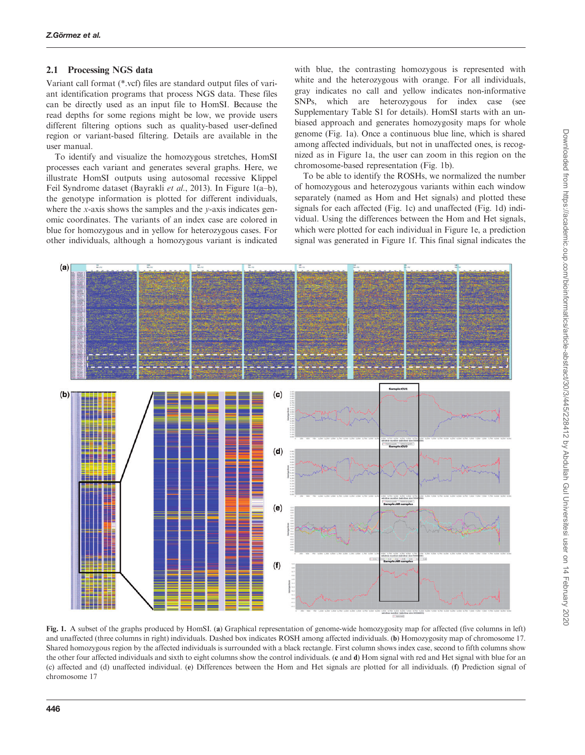## 2.1 Processing NGS data

Variant call format (*.vcf) files are standard output files of variant identification programs that process NGS data. These files can be directly used as an input file to HomSI. Because the read depths for some regions might be low, we provide users different filtering options such as quality-based user-defined region or variant-based filtering. Details are available in the user manual.

To identify and visualize the homozygous stretches, HomSI processes each variant and generates several graphs. Here, we illustrate HomSI outputs using autosomal recessive Klippel Feil Syndrome dataset (Bayrakli *et al.*, 2013). In Figure 1(a–b), the genotype information is plotted for different individuals, where the *x*-axis shows the samples and the *y*-axis indicates genomic coordinates. The variants of an index case are colored in blue for homozygous and in yellow for heterozygous cases. For other individuals, although a homozygous variant is indicated with blue, the contrasting homozygous is represented with white and the heterozygous with orange. For all individuals, gray indicates no call and yellow indicates non-informative SNPs, which are heterozygous for index case (see Supplementary Table S1 for details). HomSI starts with an unbiased approach and generates homozygosity maps for whole genome (Fig. 1a). Once a continuous blue line, which is shared among affected individuals, but not in unaffected ones, is recognized as in Figure 1a, the user can zoom in this region on the chromosome-based representation (Fig. 1b).

To be able to identify the ROSHs, we normalized the number of homozygous and heterozygous variants within each window separately (named as Hom and Het signals) and plotted these signals for each affected (Fig. 1c) and unaffected (Fig. 1d) individual. Using the differences between the Hom and Het signals, which were plotted for each individual in Figure 1e, a prediction signal was generated in Figure 1f. This final signal indicates the

**Fig. 1.** A subset of the graphs produced by HomSI. (**a**) Graphical representation of genome-wide homozygosity map for affected (five columns in left) and unaffected (three columns in right) individuals. Dashed box indicates ROSH among affected individuals. (**b**) Homozygosity map of chromosome 17. Shared homozygous region by the affected individuals is surrounded with a black rectangle. First column shows index case, second to fifth columns show the other four affected individuals and sixth to eight columns show the control individuals. (**c** and **d**) Hom signal with red and Het signal with blue for an (c) affected and (d) unaffected individual. (**e**) Differences between the Hom and Het signals are plotted for all individuals. (**f**) Prediction signal of chromosome 17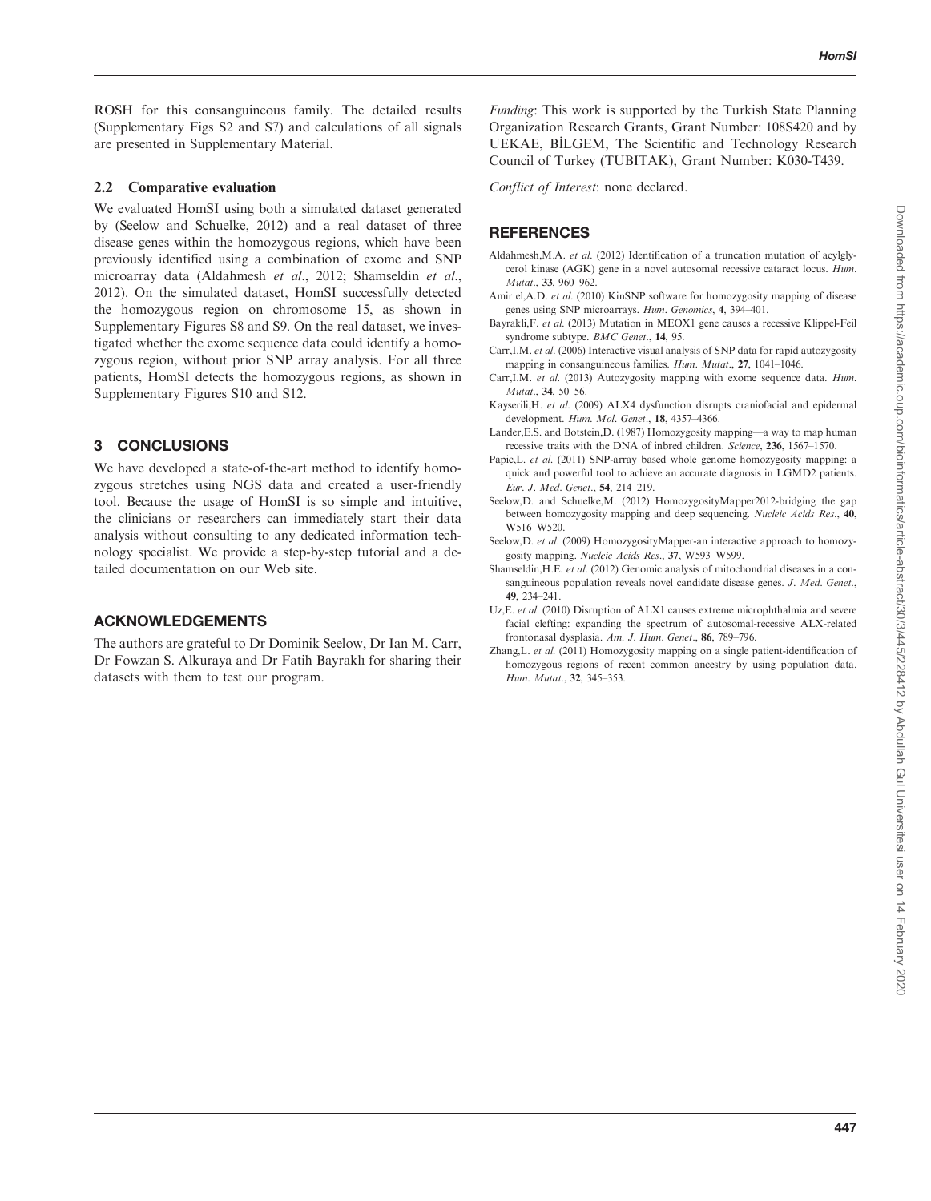ROSH for this consanguineous family. The detailed results (Supplementary Figs S2 and S7) and calculations of all signals are presented in Supplementary Material.

### 2.2 Comparative evaluation

We evaluated HomSI using both a simulated dataset generated by (Seelow and Schuelke, 2012) and a real dataset of three disease genes within the homozygous regions, which have been previously identified using a combination of exome and SNP microarray data (Aldahmesh *et al*., 2012; Shamseldin *et al*., 2012). On the simulated dataset, HomSI successfully detected the homozygous region on chromosome 15, as shown in Supplementary Figures S8 and S9. On the real dataset, we investigated whether the exome sequence data could identify a homozygous region, without prior SNP array analysis. For all three patients, HomSI detects the homozygous regions, as shown in Supplementary Figures S10 and S12.

## 3 CONCLUSIONS

We have developed a state-of-the-art method to identify homozygous stretches using NGS data and created a user-friendly tool. Because the usage of HomSI is so simple and intuitive, the clinicians or researchers can immediately start their data analysis without consulting to any dedicated information technology specialist. We provide a step-by-step tutorial and a detailed documentation on our Web site.

## ACKNOWLEDGEMENTS

The authors are grateful to Dr Dominik Seelow, Dr Ian M. Carr, Dr Fowzan S. Alkuraya and Dr Fatih Bayraklı for sharing their datasets with them to test our program.

*Funding*: This work is supported by the Turkish State Planning Organization Research Grants, Grant Number: 108S420 and by UEKAE, BİLGEM, The Scientific and Technology Research Council of Turkey (TUBITAK), Grant Number: K030-T439.

*Conflict of Interest*: none declared.

## REFERENCES

Aldahmesh,M.A. *et al*. (2012) Identification of a truncation mutation of acylglycerol kinase (AGK) gene in a novel autosomal recessive cataract locus. *Hum. Mutat*., **33**, 960–962.

Amir el,A.D. *et al*. (2010) KinSNP software for homozygosity mapping of disease genes using SNP microarrays. *Hum. Genomics*, **4**, 394–401.

Bayrakli,F. *et al*. (2013) Mutation in MEOX1 gene causes a recessive Klippel-Feil syndrome subtype. *BMC Genet*., **14**, 95.

Carr,I.M. *et al*. (2006) Interactive visual analysis of SNP data for rapid autozygosity mapping in consanguineous families. *Hum. Mutat*., **27**, 1041–1046.

Carr,I.M. *et al*. (2013) Autozygosity mapping with exome sequence data. *Hum. Mutat*., **34**, 50–56.

Kayserili,H. *et al*. (2009) ALX4 dysfunction disrupts craniofacial and epidermal development. *Hum. Mol. Genet*., **18**, 4357–4366.

Lander,E.S. and Botstein,D. (1987) Homozygosity mapping—a way to map human recessive traits with the DNA of inbred children. *Science*, **236**, 1567–1570.

Papic,L. *et al*. (2011) SNP-array based whole genome homozygosity mapping: a quick and powerful tool to achieve an accurate diagnosis in LGMD2 patients. *Eur. J. Med. Genet*., **54**, 214–219.

Seelow,D. and Schuelke,M. (2012) HomozygosityMapper2012-bridging the gap between homozygosity mapping and deep sequencing. *Nucleic Acids Res*., **40**, W516–W520.

Seelow,D. *et al*. (2009) HomozygosityMapper-an interactive approach to homozygosity mapping. *Nucleic Acids Res*., **37**, W593–W599.

Shamseldin,H.E. *et al*. (2012) Genomic analysis of mitochondrial diseases in a consanguineous population reveals novel candidate disease genes. *J. Med. Genet*., **49**, 234–241.

Uz,E. *et al*. (2010) Disruption of ALX1 causes extreme microphthalmia and severe facial clefting: expanding the spectrum of autosomal-recessive ALX-related frontonasal dysplasia. *Am. J. Hum. Genet*., **86**, 789–796.

Zhang,L. *et al*. (2011) Homozygosity mapping on a single patient-identification of homozygous regions of recent common ancestry by using population data. *Hum. Mutat*., **32**, 345–353.